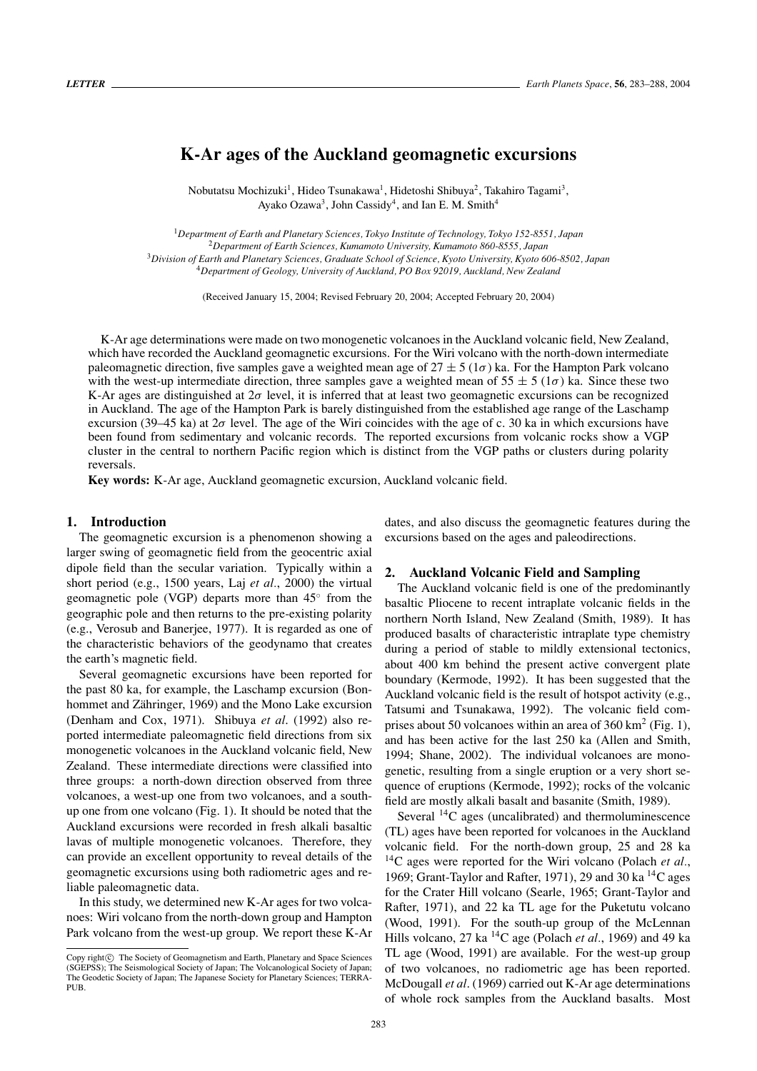# K-Ar ages of the Auckland geomagnetic excursions

Nobutatsu Mochizuki[1], Hideo Tsunakawa[1], Hidetoshi Shibuya[2], Takahiro Tagami[3], Ayako Ozawa[3], John Cassidy[4], and Ian E. M. Smith[4]

[1]*Department of Earth and Planetary Sciences, Tokyo Institute of Technology, Tokyo 152-8551, Japan*
[2]*Department of Earth Sciences, Kumamoto University, Kumamoto 860-8555, Japan*
[3]*Division of Earth and Planetary Sciences, Graduate School of Science, Kyoto University, Kyoto 606-8502, Japan*
[4]*Department of Geology, University of Auckland, PO Box 92019, Auckland, New Zealand*

(Received January 15, 2004; Revised February 20, 2004; Accepted February 20, 2004)

K-Ar age determinations were made on two monogenetic volcanoes in the Auckland volcanic field, New Zealand, which have recorded the Auckland geomagnetic excursions. For the Wiri volcano with the north-down intermediate paleomagnetic direction, five samples gave a weighted mean age of $27 \pm 5$ ($1\sigma$) ka. For the Hampton Park volcano with the west-up intermediate direction, three samples gave a weighted mean of $55 \pm 5$ ($1\sigma$) ka. Since these two K-Ar ages are distinguished at $2\sigma$ level, it is inferred that at least two geomagnetic excursions can be recognized in Auckland. The age of the Hampton Park is barely distinguished from the established age range of the Laschamp excursion (39–45 ka) at $2\sigma$ level. The age of the Wiri coincides with the age of c. 30 ka in which excursions have been found from sedimentary and volcanic records. The reported excursions from volcanic rocks show a VGP cluster in the central to northern Pacific region which is distinct from the VGP paths or clusters during polarity reversals.

**Key words:** K-Ar age, Auckland geomagnetic excursion, Auckland volcanic field.

## 1. Introduction

The geomagnetic excursion is a phenomenon showing a larger swing of geomagnetic field from the geocentric axial dipole field than the secular variation. Typically within a short period (e.g., 1500 years, Laj *et al.*, 2000) the virtual geomagnetic pole (VGP) departs more than 45° from the geographic pole and then returns to the pre-existing polarity (e.g., Verosub and Banerjee, 1977). It is regarded as one of the characteristic behaviors of the geodynamo that creates the earth's magnetic field.

Several geomagnetic excursions have been reported for the past 80 ka, for example, the Laschamp excursion (Bonhommet and Zähringer, 1969) and the Mono Lake excursion (Denham and Cox, 1971). Shibuya *et al.* (1992) also reported intermediate paleomagnetic field directions from six monogenetic volcanoes in the Auckland volcanic field, New Zealand. These intermediate directions were classified into three groups: a north-down direction observed from three volcanoes, a west-up one from two volcanoes, and a south-up one from one volcano (Fig. 1). It should be noted that the Auckland excursions were recorded in fresh alkali basaltic lavas of multiple monogenetic volcanoes. Therefore, they can provide an excellent opportunity to reveal details of the geomagnetic excursions using both radiometric ages and reliable paleomagnetic data.

In this study, we determined new K-Ar ages for two volcanoes: Wiri volcano from the north-down group and Hampton Park volcano from the west-up group. We report these K-Ar dates, and also discuss the geomagnetic features during the excursions based on the ages and paleodirections.

## 2. Auckland Volcanic Field and Sampling

The Auckland volcanic field is one of the predominantly basaltic Pliocene to recent intraplate volcanic fields in the northern North Island, New Zealand (Smith, 1989). It has produced basalts of characteristic intraplate type chemistry during a period of stable to mildly extensional tectonics, about 400 km behind the present active convergent plate boundary (Kermode, 1992). It has been suggested that the Auckland volcanic field is the result of hotspot activity (e.g., Tatsumi and Tsunakawa, 1992). The volcanic field comprises about 50 volcanoes within an area of 360 km$^2$ (Fig. 1), and has been active for the last 250 ka (Allen and Smith, 1994; Shane, 2002). The individual volcanoes are monogenetic, resulting from a single eruption or a very short sequence of eruptions (Kermode, 1992); rocks of the volcanic field are mostly alkali basalt and basanite (Smith, 1989).

Several $^{14}$C ages (uncalibrated) and thermoluminescence (TL) ages have been reported for volcanoes in the Auckland volcanic field. For the north-down group, 25 and 28 ka $^{14}$C ages were reported for the Wiri volcano (Polach *et al.*, 1969; Grant-Taylor and Rafter, 1971), 29 and 30 ka $^{14}$C ages for the Crater Hill volcano (Searle, 1965; Grant-Taylor and Rafter, 1971), and 22 ka TL age for the Puketutu volcano (Wood, 1991). For the south-up group of the McLennan Hills volcano, 27 ka $^{14}$C age (Polach *et al.*, 1969) and 49 ka TL age (Wood, 1991) are available. For the west-up group of two volcanoes, no radiometric age has been reported. McDougall *et al.* (1969) carried out K-Ar age determinations of whole rock samples from the Auckland basalts. Most

Copy right© The Society of Geomagnetism and Earth, Planetary and Space Sciences (SGEPSS); The Seismological Society of Japan; The Volcanological Society of Japan; The Geodetic Society of Japan; The Japanese Society for Planetary Sciences; TERRAPUB.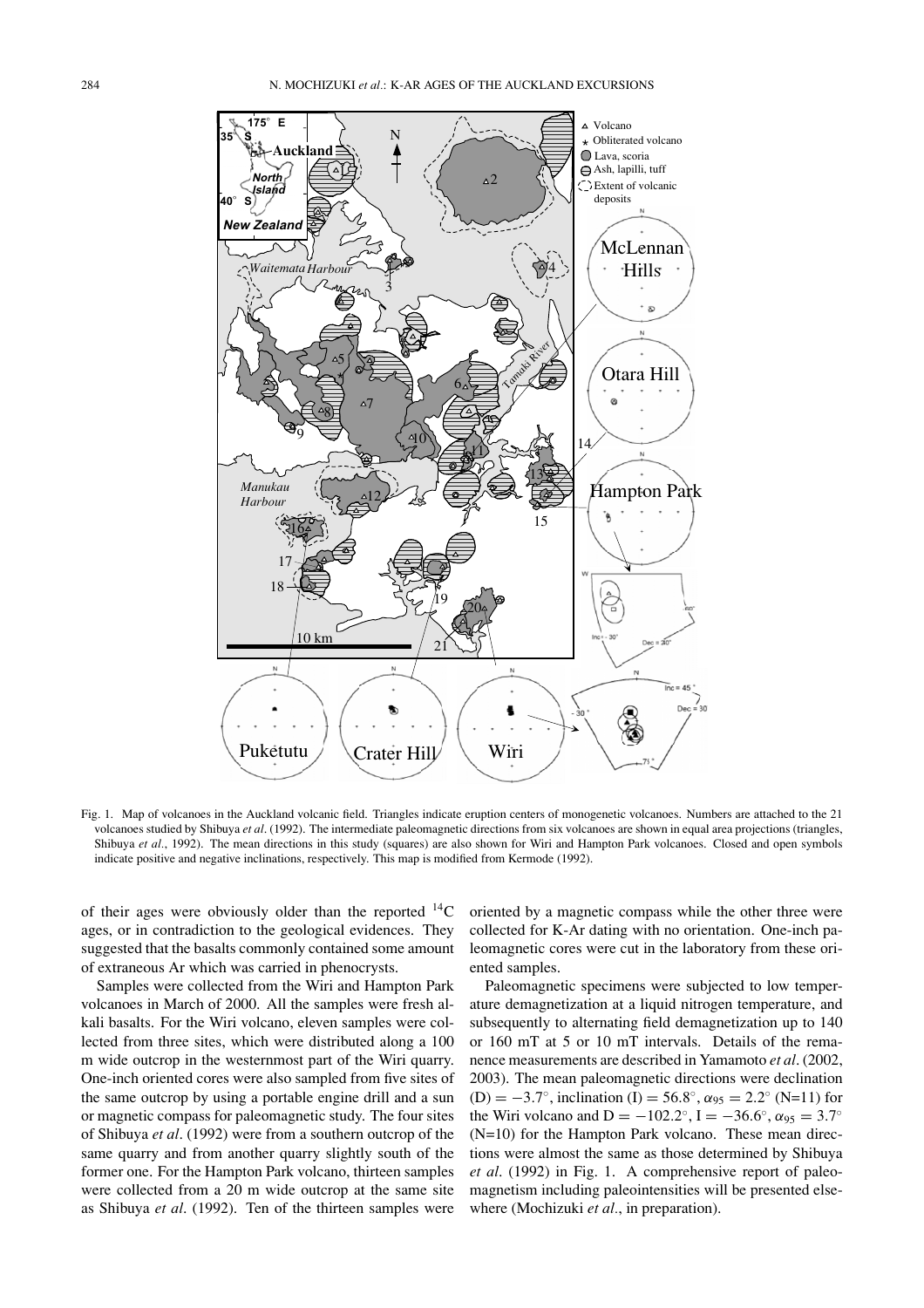Fig. 1. Map of volcanoes in the Auckland volcanic field. Triangles indicate eruption centers of monogenetic volcanoes. Numbers are attached to the 21 volcanoes studied by Shibuya *et al*. (1992). The intermediate paleomagnetic directions from six volcanoes are shown in equal area projections (triangles, Shibuya *et al*., 1992). The mean directions in this study (squares) are also shown for Wiri and Hampton Park volcanoes. Closed and open symbols indicate positive and negative inclinations, respectively. This map is modified from Kermode (1992).

of their ages were obviously older than the reported $^{14}C$ ages, or in contradiction to the geological evidences. They suggested that the basalts commonly contained some amount of extraneous Ar which was carried in phenocrysts.

Samples were collected from the Wiri and Hampton Park volcanoes in March of 2000. All the samples were fresh alkali basalts. For the Wiri volcano, eleven samples were collected from three sites, which were distributed along a 100 m wide outcrop in the westernmost part of the Wiri quarry. One-inch oriented cores were also sampled from five sites of the same outcrop by using a portable engine drill and a sun or magnetic compass for paleomagnetic study. The four sites of Shibuya *et al*. (1992) were from a southern outcrop of the same quarry and from another quarry slightly south of the former one. For the Hampton Park volcano, thirteen samples were collected from a 20 m wide outcrop at the same site as Shibuya *et al*. (1992). Ten of the thirteen samples were oriented by a magnetic compass while the other three were collected for K-Ar dating with no orientation. One-inch paleomagnetic cores were cut in the laboratory from these oriented samples.

Paleomagnetic specimens were subjected to low temperature demagnetization at a liquid nitrogen temperature, and subsequently to alternating field demagnetization up to 140 or 160 mT at 5 or 10 mT intervals. Details of the remanence measurements are described in Yamamoto *et al*. (2002, 2003). The mean paleomagnetic directions were declination (D) $= -3.7°$, inclination (I) $= 56.8°$, $\alpha_{95} = 2.2°$ (N=11) for the Wiri volcano and D $= -102.2°$, I $= -36.6°$, $\alpha_{95} = 3.7°$ (N=10) for the Hampton Park volcano. These mean directions were almost the same as those determined by Shibuya *et al*. (1992) in Fig. 1. A comprehensive report of paleomagnetism including paleointensities will be presented elsewhere (Mochizuki *et al*., in preparation).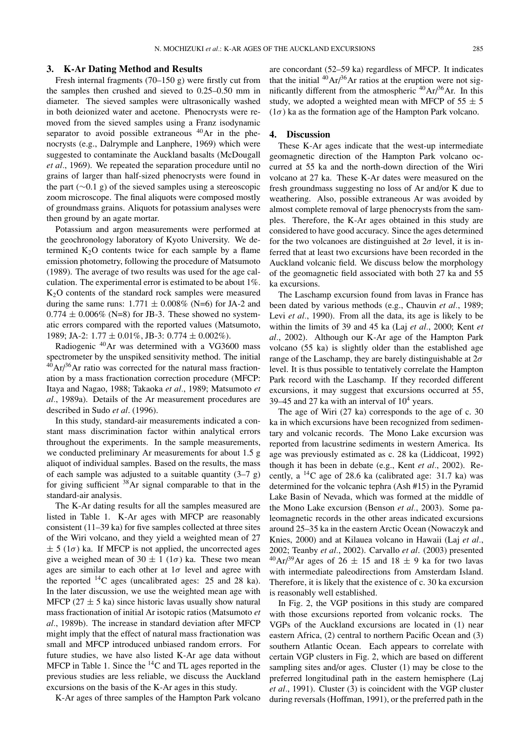## 3. K-Ar Dating Method and Results

Fresh internal fragments (70–150 g) were firstly cut from the samples then crushed and sieved to 0.25–0.50 mm in diameter. The sieved samples were ultrasonically washed in both deionized water and acetone. Phenocrysts were removed from the sieved samples using a Franz isodynamic separator to avoid possible extraneous $^{40}$Ar in the phenocrysts (e.g., Dalrymple and Lanphere, 1969) which were suggested to contaminate the Auckland basalts (McDougall *et al*., 1969). We repeated the separation procedure until no grains of larger than half-sized phenocrysts were found in the part (∼0.1 g) of the sieved samples using a stereoscopic zoom microscope. The final aliquots were composed mostly of groundmass grains. Aliquots for potassium analyses were then ground by an agate mortar.

Potassium and argon measurements were performed at the geochronology laboratory of Kyoto University. We determined $K_2O$ contents twice for each sample by a flame emission photometry, following the procedure of Matsumoto (1989). The average of two results was used for the age calculation. The experimental error is estimated to be about 1%. $K_2O$ contents of the standard rock samples were measured during the same runs: 1.771 ± 0.008% (N=6) for JA-2 and 0.774 ± 0.006% (N=8) for JB-3. These showed no systematic errors compared with the reported values (Matsumoto, 1989; JA-2: 1.77 ± 0.01%, JB-3: 0.774 ± 0.002%).

Radiogenic $^{40}$Ar was determined with a VG3600 mass spectrometer by the unspiked sensitivity method. The initial $^{40}$Ar/$^{36}$Ar ratio was corrected for the natural mass fractionation by a mass fractionation correction procedure (MFCP: Itaya and Nagao, 1988; Takaoka *et al*., 1989; Matsumoto *et al*., 1989a). Details of the Ar measurement procedures are described in Sudo *et al*. (1996).

In this study, standard-air measurements indicated a constant mass discrimination factor within analytical errors throughout the experiments. In the sample measurements, we conducted preliminary Ar measurements for about 1.5 g aliquot of individual samples. Based on the results, the mass of each sample was adjusted to a suitable quantity (3–7 g) for giving sufficient $^{38}$Ar signal comparable to that in the standard-air analysis.

The K-Ar dating results for all the samples measured are listed in Table 1. K-Ar ages with MFCP are reasonably consistent (11–39 ka) for five samples collected at three sites of the Wiri volcano, and they yield a weighted mean of 27 ± 5 (1$\sigma$) ka. If MFCP is not applied, the uncorrected ages give a weighed mean of 30 ± 1 (1$\sigma$) ka. These two mean ages are similar to each other at 1$\sigma$ level and agree with the reported $^{14}$C ages (uncalibrated ages: 25 and 28 ka). In the later discussion, we use the weighted mean age with MFCP (27 ± 5 ka) since historic lavas usually show natural mass fractionation of initial Ar isotopic ratios (Matsumoto *et al*., 1989b). The increase in standard deviation after MFCP might imply that the effect of natural mass fractionation was small and MFCP introduced unbiased random errors. For future studies, we have also listed K-Ar age data without MFCP in Table 1. Since the $^{14}$C and TL ages reported in the previous studies are less reliable, we discuss the Auckland excursions on the basis of the K-Ar ages in this study.

K-Ar ages of three samples of the Hampton Park volcano are concordant (52–59 ka) regardless of MFCP. It indicates that the initial $^{40}$Ar/$^{36}$Ar ratios at the eruption were not significantly different from the atmospheric $^{40}$Ar/$^{36}$Ar. In this study, we adopted a weighted mean with MFCP of 55 ± 5 (1$\sigma$) ka as the formation age of the Hampton Park volcano.

## 4. Discussion

These K-Ar ages indicate that the west-up intermediate geomagnetic direction of the Hampton Park volcano occurred at 55 ka and the north-down direction of the Wiri volcano at 27 ka. These K-Ar dates were measured on the fresh groundmass suggesting no loss of Ar and/or K due to weathering. Also, possible extraneous Ar was avoided by almost complete removal of large phenocrysts from the samples. Therefore, the K-Ar ages obtained in this study are considered to have good accuracy. Since the ages determined for the two volcanoes are distinguished at 2$\sigma$ level, it is inferred that at least two excursions have been recorded in the Auckland volcanic field. We discuss below the morphology of the geomagnetic field associated with both 27 ka and 55 ka excursions.

The Laschamp excursion found from lavas in France has been dated by various methods (e.g., Chauvin *et al*., 1989; Levi *et al*., 1990). From all the data, its age is likely to be within the limits of 39 and 45 ka (Laj *et al*., 2000; Kent *et al*., 2002). Although our K-Ar age of the Hampton Park volcano (55 ka) is slightly older than the established age range of the Laschamp, they are barely distinguishable at 2$\sigma$ level. It is thus possible to tentatively correlate the Hampton Park record with the Laschamp. If they recorded different excursions, it may suggest that excursions occurred at 55, 39–45 and 27 ka with an interval of $10^4$ years.

The age of Wiri (27 ka) corresponds to the age of c. 30 ka in which excursions have been recognized from sedimentary and volcanic records. The Mono Lake excursion was reported from lacustrine sediments in western America. Its age was previously estimated as c. 28 ka (Liddicoat, 1992) though it has been in debate (e.g., Kent *et al*., 2002). Recently, a $^{14}$C age of 28.6 ka (calibrated age: 31.7 ka) was determined for the volcanic tephra (Ash #15) in the Pyramid Lake Basin of Nevada, which was formed at the middle of the Mono Lake excursion (Benson *et al*., 2003). Some paleomagnetic records in the other areas indicated excursions around 25–35 ka in the eastern Arctic Ocean (Nowaczyk and Knies, 2000) and at Kilauea volcano in Hawaii (Laj *et al*., 2002; Teanby *et al*., 2002). Carvallo *et al*. (2003) presented $^{40}$Ar/$^{39}$Ar ages of 26 ± 15 and 18 ± 9 ka for two lavas with intermediate paleodirections from Amsterdam Island. Therefore, it is likely that the existence of c. 30 ka excursion is reasonably well established.

In Fig. 2, the VGP positions in this study are compared with those excursions reported from volcanic rocks. The VGPs of the Auckland excursions are located in (1) near eastern Africa, (2) central to northern Pacific Ocean and (3) southern Atlantic Ocean. Each appears to correlate with certain VGP clusters in Fig. 2, which are based on different sampling sites and/or ages. Cluster (1) may be close to the preferred longitudinal path in the eastern hemisphere (Laj *et al*., 1991). Cluster (3) is coincident with the VGP cluster during reversals (Hoffman, 1991), or the preferred path in the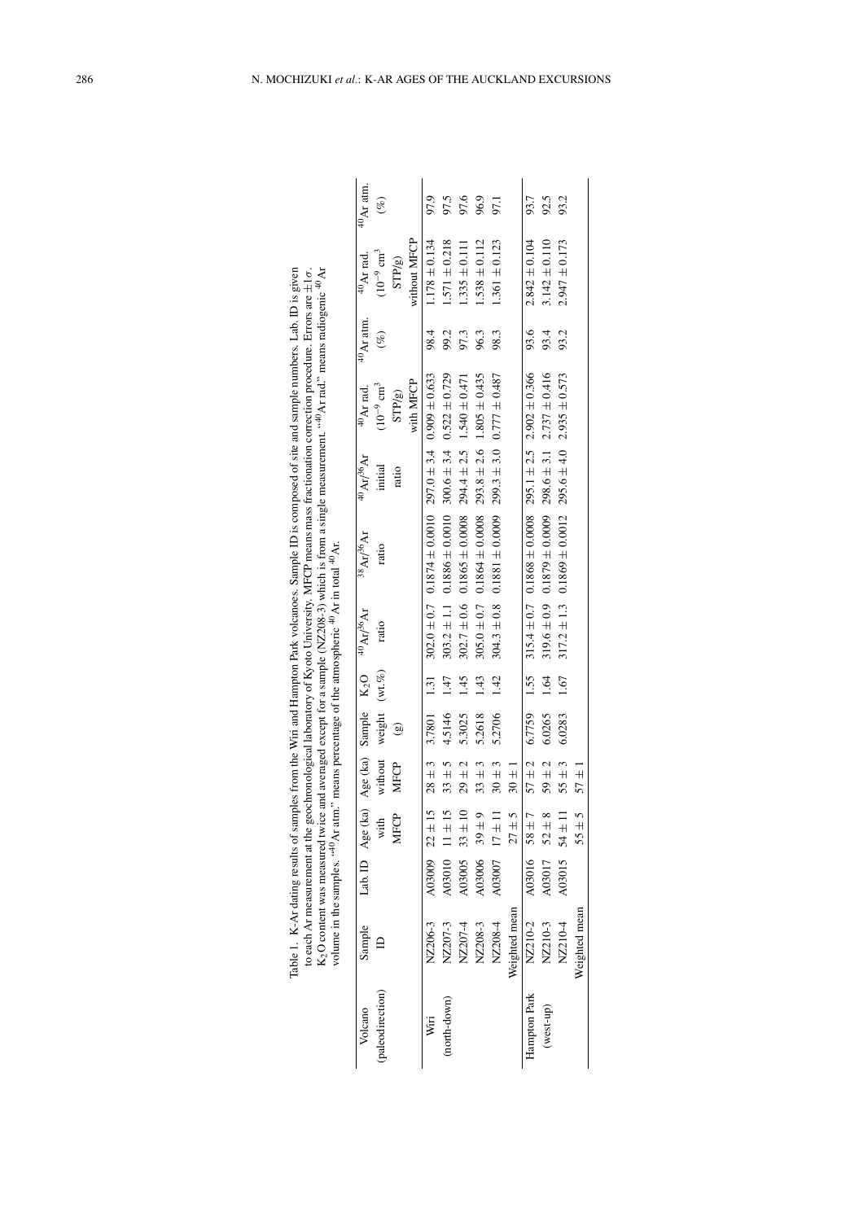Table 1. K-Ar dating results of samples from the Wiri and Hampton Park volcanoes. Sample ID is composed of site and sample numbers. Lab. ID is given to each Ar measurement at the geochronological laboratory of Kyoto University. MFCP means mass fractionation correction procedure. Errors are $\pm 1\sigma$. $K_2O$ content was measured twice and averaged except for a sample (NZ208-3) which is from a single measurement. "$^{40}$Ar rad." means radiogenic $^{40}$Ar volume in the samples. "$^{40}$Ar atm." means percentage of the atmospheric $^{40}$Ar in total $^{40}$Ar.

| Volcano (paleodirection) | Sample ID | Lab. ID | Age (ka) with MFCP | Age (ka) without MFCP | Sample weight (g) | $K_2O$ (wt.%) | $^{40}$Ar/$^{36}$Ar ratio | $^{38}$Ar/$^{36}$Ar ratio | $^{40}$Ar/$^{36}$Ar initial ratio | $^{40}$Ar rad. ($10^{-9}$ cm$^3$ STP/g) with MFCP | $^{40}$Ar atm. (%) | $^{40}$Ar rad. ($10^{-9}$ cm$^3$ STP/g) without MFCP | $^{40}$Ar atm. (%) |
|---|---|---|---|---|---|---|---|---|---|---|---|---|---|
| Wiri | NZ206-3 | A03009 | 22 ± 15 | 28 ± 3 | 3.7801 | 1.31 | 302.0 ± 0.7 | 0.1874 ± 0.0010 | 297.0 ± 3.4 | 0.909 ± 0.633 | 98.4 | 1.178 ± 0.134 | 97.9 |
| (north-down) | NZ207-3 | A03010 | 11 ± 15 | 33 ± 5 | 4.5146 | 1.47 | 303.2 ± 1.1 | 0.1886 ± 0.0010 | 300.6 ± 3.4 | 0.522 ± 0.729 | 99.2 | 1.571 ± 0.218 | 97.5 |
| | NZ207-4 | A03005 | 33 ± 10 | 29 ± 2 | 5.3025 | 1.45 | 302.7 ± 0.6 | 0.1865 ± 0.0008 | 294.4 ± 2.5 | 1.540 ± 0.471 | 97.3 | 1.335 ± 0.111 | 97.6 |
| | NZ208-3 | A03006 | 39 ± 9 | 33 ± 3 | 5.2618 | 1.43 | 305.0 ± 0.7 | 0.1864 ± 0.0008 | 293.8 ± 2.6 | 1.805 ± 0.435 | 96.3 | 1.538 ± 0.112 | 96.9 |
| | NZ208-4 | A03007 | 17 ± 11 | 30 ± 3 | 5.2706 | 1.42 | 304.3 ± 0.8 | 0.1881 ± 0.0009 | 299.3 ± 3.0 | 0.777 ± 0.487 | 98.3 | 1.361 ± 0.123 | 97.1 |
| | Weighted mean | | 27 ± 5 | 30 ± 1 | | | | | | | | | |
| Hampton Park | NZ210-2 | A03016 | 58 ± 7 | 57 ± 2 | 6.7759 | 1.55 | 315.4 ± 0.7 | 0.1868 ± 0.0008 | 295.1 ± 2.5 | 2.902 ± 0.366 | 93.6 | 2.842 ± 0.104 | 93.7 |
| (west-up) | NZ210-3 | A03017 | 52 ± 8 | 59 ± 2 | 6.0265 | 1.64 | 319.6 ± 0.9 | 0.1879 ± 0.0009 | 298.6 ± 3.1 | 2.737 ± 0.416 | 93.4 | 3.142 ± 0.110 | 92.5 |
| | NZ210-4 | A03015 | 54 ± 11 | 55 ± 3 | 6.0283 | 1.67 | 317.2 ± 1.3 | 0.1869 ± 0.0012 | 295.6 ± 4.0 | 2.935 ± 0.573 | 93.2 | 2.947 ± 0.173 | 93.2 |
| | Weighted mean | | 55 ± 5 | 57 ± 1 | | | | | | | | | |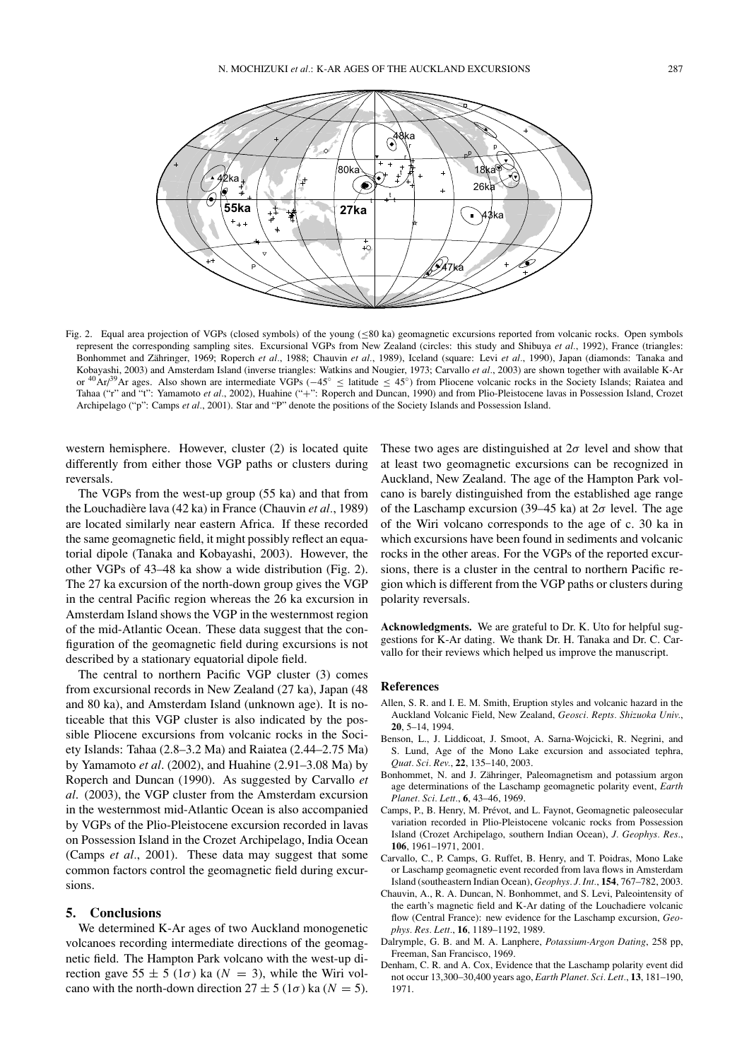Fig. 2. Equal area projection of VGPs (closed symbols) of the young ($\leq$80 ka) geomagnetic excursions reported from volcanic rocks. Open symbols represent the corresponding sampling sites. Excursional VGPs from New Zealand (circles: this study and Shibuya *et al.*, 1992), France (triangles: Bonhommet and Zähringer, 1969; Roperch *et al.*, 1988; Chauvin *et al.*, 1989), Iceland (square: Levi *et al.*, 1990), Japan (diamonds: Tanaka and Kobayashi, 2003) and Amsterdam Island (inverse triangles: Watkins and Nougier, 1973; Carvallo *et al.*, 2003) are shown together with available K-Ar or $^{40}$Ar/$^{39}$Ar ages. Also shown are intermediate VGPs ($-45^\circ \leq$ latitude $\leq 45^\circ$) from Pliocene volcanic rocks in the Society Islands; Raiatea and Tahaa ("r" and "t": Yamamoto *et al.*, 2002), Huahine ("+": Roperch and Duncan, 1990) and from Plio-Pleistocene lavas in Possession Island, Crozet Archipelago ("p": Camps *et al.*, 2001). Star and "P" denote the positions of the Society Islands and Possession Island.

western hemisphere. However, cluster (2) is located quite differently from either those VGP paths or clusters during reversals.

The VGPs from the west-up group (55 ka) and that from the Louchadière lava (42 ka) in France (Chauvin *et al.*, 1989) are located similarly near eastern Africa. If these recorded the same geomagnetic field, it might possibly reflect an equatorial dipole (Tanaka and Kobayashi, 2003). However, the other VGPs of 43–48 ka show a wide distribution (Fig. 2). The 27 ka excursion of the north-down group gives the VGP in the central Pacific region whereas the 26 ka excursion in Amsterdam Island shows the VGP in the westernmost region of the mid-Atlantic Ocean. These data suggest that the configuration of the geomagnetic field during excursions is not described by a stationary equatorial dipole field.

The central to northern Pacific VGP cluster (3) comes from excursional records in New Zealand (27 ka), Japan (48 and 80 ka), and Amsterdam Island (unknown age). It is noticeable that this VGP cluster is also indicated by the possible Pliocene excursions from volcanic rocks in the Society Islands: Tahaa (2.8–3.2 Ma) and Raiatea (2.44–2.75 Ma) by Yamamoto *et al*. (2002), and Huahine (2.91–3.08 Ma) by Roperch and Duncan (1990). As suggested by Carvallo *et al*. (2003), the VGP cluster from the Amsterdam excursion in the westernmost mid-Atlantic Ocean is also accompanied by VGPs of the Plio-Pleistocene excursion recorded in lavas on Possession Island in the Crozet Archipelago, India Ocean (Camps *et al*., 2001). These data may suggest that some common factors control the geomagnetic field during excursions.

## 5. Conclusions

We determined K-Ar ages of two Auckland monogenetic volcanoes recording intermediate directions of the geomagnetic field. The Hampton Park volcano with the west-up direction gave $55 \pm 5$ ($1\sigma$) ka ($N = 3$), while the Wiri volcano with the north-down direction $27 \pm 5$ ($1\sigma$) ka ($N = 5$). These two ages are distinguished at $2\sigma$ level and show that at least two geomagnetic excursions can be recognized in Auckland, New Zealand. The age of the Hampton Park volcano is barely distinguished from the established age range of the Laschamp excursion (39–45 ka) at $2\sigma$ level. The age of the Wiri volcano corresponds to the age of c. 30 ka in which excursions have been found in sediments and volcanic rocks in the other areas. For the VGPs of the reported excursions, there is a cluster in the central to northern Pacific region which is different from the VGP paths or clusters during polarity reversals.

**Acknowledgments.** We are grateful to Dr. K. Uto for helpful suggestions for K-Ar dating. We thank Dr. H. Tanaka and Dr. C. Carvallo for their reviews which helped us improve the manuscript.

## References

Allen, S. R. and I. E. M. Smith, Eruption styles and volcanic hazard in the Auckland Volcanic Field, New Zealand, *Geosci. Repts. Shizuoka Univ.*, **20**, 5–14, 1994.

Benson, L., J. Liddicoat, J. Smoot, A. Sarna-Wojcicki, R. Negrini, and S. Lund, Age of the Mono Lake excursion and associated tephra, *Quat. Sci. Rev.*, **22**, 135–140, 2003.

Bonhommet, N. and J. Zähringer, Paleomagnetism and potassium argon age determinations of the Laschamp geomagnetic polarity event, *Earth Planet. Sci. Lett.*, **6**, 43–46, 1969.

Camps, P., B. Henry, M. Prévot, and L. Faynot, Geomagnetic paleosecular variation recorded in Plio-Pleistocene volcanic rocks from Possession Island (Crozet Archipelago, southern Indian Ocean), *J. Geophys. Res.*, **106**, 1961–1971, 2001.

Carvallo, C., P. Camps, G. Ruffet, B. Henry, and T. Poidras, Mono Lake or Laschamp geomagnetic event recorded from lava flows in Amsterdam Island (southeastern Indian Ocean), *Geophys. J. Int.*, **154**, 767–782, 2003.

Chauvin, A., R. A. Duncan, N. Bonhommet, and S. Levi, Paleointensity of the earth's magnetic field and K-Ar dating of the Louchadiere volcanic flow (Central France): new evidence for the Laschamp excursion, *Geophys. Res. Lett.*, **16**, 1189–1192, 1989.

Dalrymple, G. B. and M. A. Lanphere, *Potassium-Argon Dating*, 258 pp, Freeman, San Francisco, 1969.

Denham, C. R. and A. Cox, Evidence that the Laschamp polarity event did not occur 13,300–30,400 years ago, *Earth Planet. Sci. Lett.*, **13**, 181–190, 1971.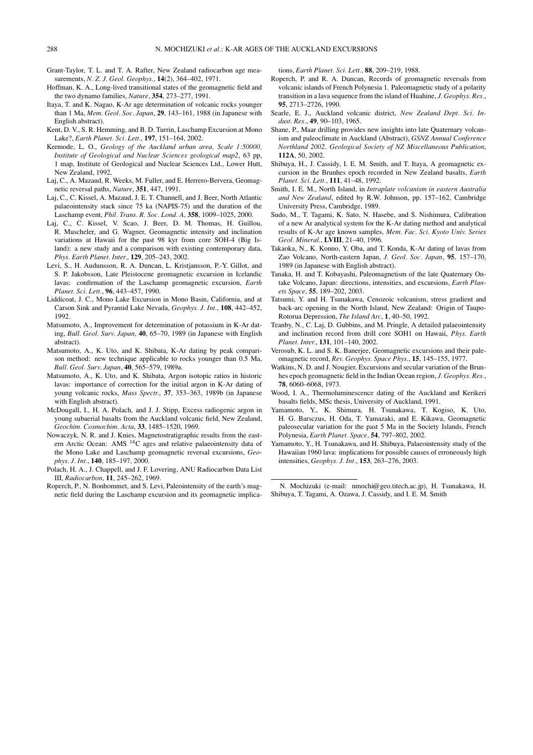Grant-Taylor, T. L. and T. A. Rafter, New Zealand radiocarbon age measurements, *N. Z. J. Geol. Geophys.*, **14**(2), 364–402, 1971.

Hoffman, K. A., Long-lived transitional states of the geomagnetic field and the two dynamo families, *Nature*, **354**, 273–277, 1991.

Itaya, T. and K. Nagao, K-Ar age determination of volcanic rocks younger than 1 Ma, *Mem. Geol. Soc. Japan*, **29**, 143–161, 1988 (in Japanese with English abstract).

Kent, D. V., S. R. Hemming, and B. D. Turrin, Laschamp Excursion at Mono Lake?, *Earth Planet. Sci. Lett.*, **197**, 151–164, 2002.

Kermode, L. O., *Geology of the Auckland urban area, Scale 1:50000, Institute of Geological and Nuclear Sciences geological map2*, 63 pp, 1 map, Institute of Geological and Nuclear Sciences Ltd., Lower Hutt, New Zealand, 1992.

Laj, C., A. Mazaud, R. Weeks, M. Fuller, and E. Herrero-Bervera, Geomagnetic reversal paths, *Nature*, **351**, 447, 1991.

Laj, C., C. Kissel, A. Mazaud, J. E. T. Channell, and J. Beer, North Atlantic palaeointensity stack since 75 ka (NAPIS-75) and the duration of the Laschamp event, *Phil. Trans. R. Soc. Lond. A*, **358**, 1009–1025, 2000.

Laj, C., C. Kissel, V. Scao, J. Beer, D. M. Thomas, H. Guillou, R. Muscheler, and G. Wagner, Geomagnetic intensity and inclination variations at Hawaii for the past 98 kyr from core SOH-4 (Big Island): a new study and a comparison with existing contemporary data, *Phys. Earth Planet. Inter.*, **129**, 205–243, 2002.

Levi, S., H. Audunsson, R. A. Duncan, L. Kristjansson, P.-Y. Gillot, and S. P. Jakobsson, Late Pleistocene geomagnetic excursion in Icelandic lavas: confirmation of the Laschamp geomagnetic excursion, *Earth Planet. Sci. Lett.*, **96**, 443–457, 1990.

Liddicoat, J. C., Mono Lake Excursion in Mono Basin, California, and at Carson Sink and Pyramid Lake Nevada, *Geophys. J. Int.*, **108**, 442–452, 1992.

Matsumoto, A., Improvement for determination of potassium in K-Ar dating, *Bull. Geol. Surv. Japan*, **40**, 65–70, 1989 (in Japanese with English abstract).

Matsumoto, A., K. Uto, and K. Shibata, K-Ar dating by peak comparison method: new technique applicable to rocks younger than 0.5 Ma, *Bull. Geol. Surv. Japan*, **40**, 565–579, 1989a.

Matsumoto, A., K. Uto, and K. Shibata, Argon isotopic ratios in historic lavas: importance of correction for the initial argon in K-Ar dating of young volcanic rocks, *Mass Spectr.*, **37**, 353–363, 1989b (in Japanese with English abstract).

McDougall, I., H. A. Polach, and J. J. Stipp, Excess radiogenic argon in young subaerial basalts from the Auckland volcanic field, New Zealand, *Geochim. Cosmochim. Acta*, **33**, 1485–1520, 1969.

Nowaczyk, N. R. and J. Knies, Magnetostratigraphic results from the eastern Arctic Ocean: AMS $^{14}$C ages and relative palaeointensity data of the Mono Lake and Laschamp geomagnetic reversal excursions, *Geophys. J. Int.*, **140**, 185–197, 2000.

Polach, H. A., J. Chappell, and J. F. Lovering, ANU Radiocarbon Data List III, *Radiocarbon*, **11**, 245–262, 1969.

Roperch, P., N. Bonhommet, and S. Levi, Paleointensity of the earth's magnetic field during the Laschamp excursion and its geomagnetic implications, *Earth Planet. Sci. Lett.*, **88**, 209–219, 1988.

Roperch, P. and R. A. Duncan, Records of geomagnetic reversals from volcanic islands of French Polynesia 1. Paleomagnetic study of a polarity transition in a lava sequence from the island of Huahine, *J. Geophys. Res.*, **95**, 2713–2726, 1990.

Searle, E. J., Auckland volcanic district, *New Zealand Dept. Sci. Indust. Res.*, **49**, 90–103, 1965.

Shane, P., Maar drilling provides new insights into late Quaternary volcanism and paleoclimate in Auckland (Abstract), *GSNZ Annual Conference Northland 2002, Geological Society of NZ Miscellaneous Publication*, **112A**, 50, 2002.

Shibuya, H., J. Cassidy, I. E. M. Smith, and T. Itaya, A geomagnetic excursion in the Brunhes epoch recorded in New Zealand basalts, *Earth Planet. Sci. Lett.*, **111**, 41–48, 1992.

Smith, I. E. M., North Island, in *Intraplate volcanism in eastern Australia and New Zealand*, edited by R.W. Johnson, pp. 157–162, Cambridge University Press, Cambridge, 1989.

Sudo, M., T. Tagami, K. Sato, N. Hasebe, and S. Nishimura, Calibration of a new Ar analytical system for the K-Ar dating method and analytical results of K-Ar age known samples, *Mem. Fac. Sci. Kyoto Univ. Series Geol. Mineral.*, **LVIII**, 21–40, 1996.

Takaoka, N., K. Konno, Y. Oba, and T. Konda, K-Ar dating of lavas from Zao Volcano, North-eastern Japan, *J. Geol. Soc. Japan*, **95**, 157–170, 1989 (in Japanese with English abstract).

Tanaka, H. and T. Kobayashi, Paleomagnetism of the late Quaternary Ontake Volcano, Japan: directions, intensities, and excursions, *Earth Planets Space*, **55**, 189–202, 2003.

Tatsumi, Y. and H. Tsunakawa, Cenozoic volcanism, stress gradient and back-arc opening in the North Island, New Zealand: Origin of Taupo-Rotorua Depression, *The Island Arc*, **1**, 40–50, 1992.

Teanby, N., C. Laj, D. Gubbins, and M. Pringle, A detailed palaeointensity and inclination record from drill core SOH1 on Hawaii, *Phys. Earth Planet. Inter.*, **131**, 101–140, 2002.

Verosub, K. L. and S. K. Banerjee, Geomagnetic excursions and their paleomagnetic record, *Rev. Geophys. Space Phys.*, **15**, 145–155, 1977.

Watkins, N. D. and J. Nougier, Excursions and secular variation of the Brunhes epoch geomagnetic field in the Indian Ocean region, *J. Geophys. Res.*, **78**, 6060–6068, 1973.

Wood, I. A., Thermoluminescence dating of the Auckland and Kerikeri basalts fields, MSc thesis, University of Auckland, 1991.

Yamamoto, Y., K. Shimura, H. Tsunakawa, T. Kogiso, K. Uto, H. G. Barsczus, H. Oda, T. Yamazaki, and E. Kikawa, Geomagnetic paleosecular variation for the past 5 Ma in the Society Islands, French Polynesia, *Earth Planet. Space*, **54**, 797–802, 2002.

Yamamoto, Y., H. Tsunakawa, and H. Shibuya, Palaeointensity study of the Hawaiian 1960 lava: implications for possible causes of erroneously high intensities, *Geophys. J. Int.*, **153**, 263–276, 2003.

---

N. Mochizuki (e-mail: nmochi@geo.titech.ac.jp), H. Tsunakawa, H. Shibuya, T. Tagami, A. Ozawa, J. Cassidy, and I. E. M. Smith